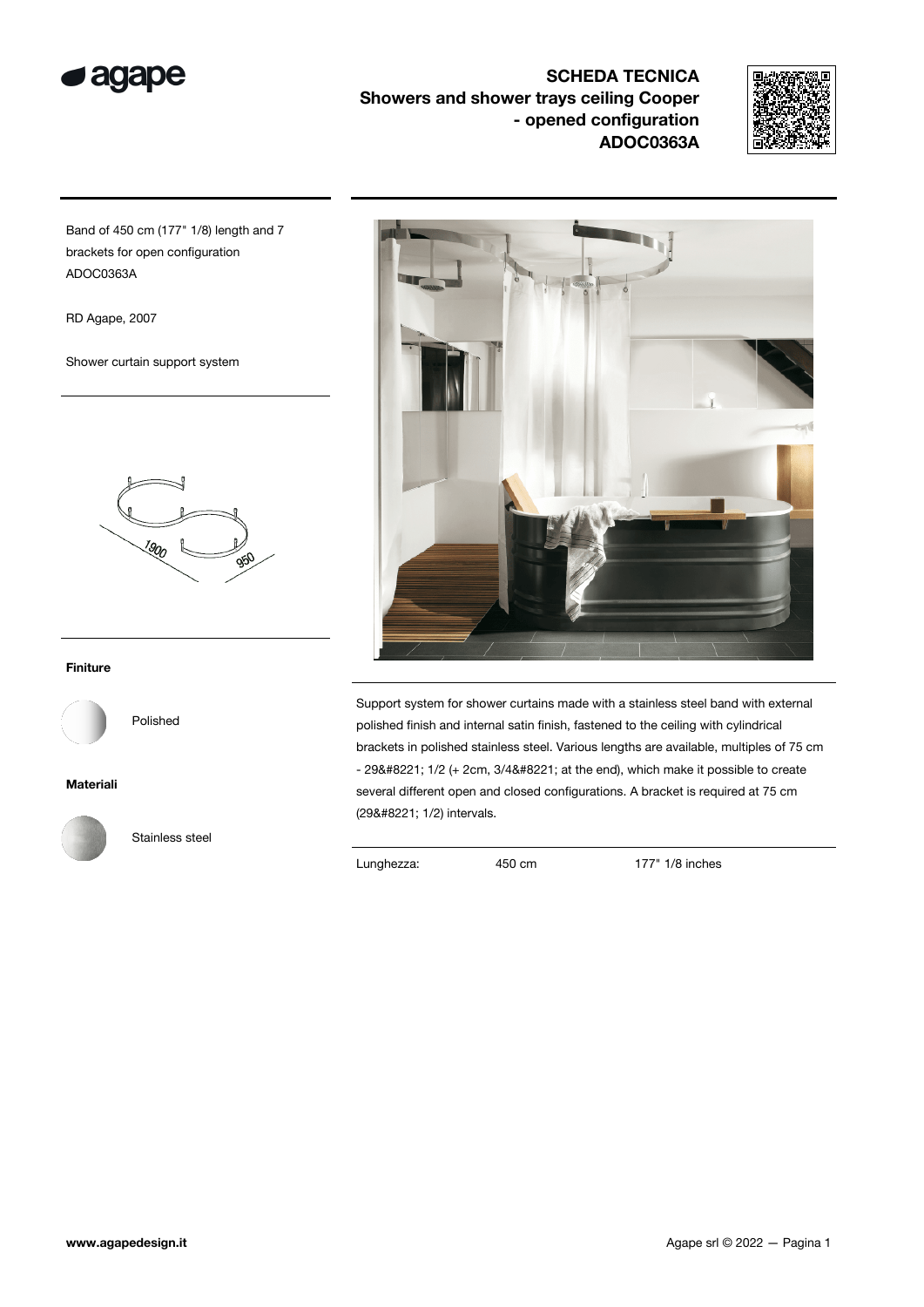# SCHEDA TECNICA

## Showers and shower trays ceiling Cooper - opened configuration ADOC0363A

Band of 450 cm (177" 1/8) length and 7 brackets for open configuration ADOC0363A

RD Agape, 2007

Shower curtain support system

1900

950

**Finiture**

Polished

**Materiali**

Stainless steel

Support system for shower curtains made with a stainless steel band with external polished finish and internal satin finish, fastened to the ceiling with cylindrical brackets in polished stainless steel. Various lengths are available, multiples of 75 cm - 29&#8221; 1/2 (+ 2cm, 3/4&#8221; at the end), which make it possible to create several different open and closed configurations. A bracket is required at 75 cm (29&#8221; 1/2) intervals.

| Lunghezza: | 450 cm | 177" 1/8 inches |
| --- | --- | --- |

www.agapedesign.it

Agape srl © 2022 — Pagina 1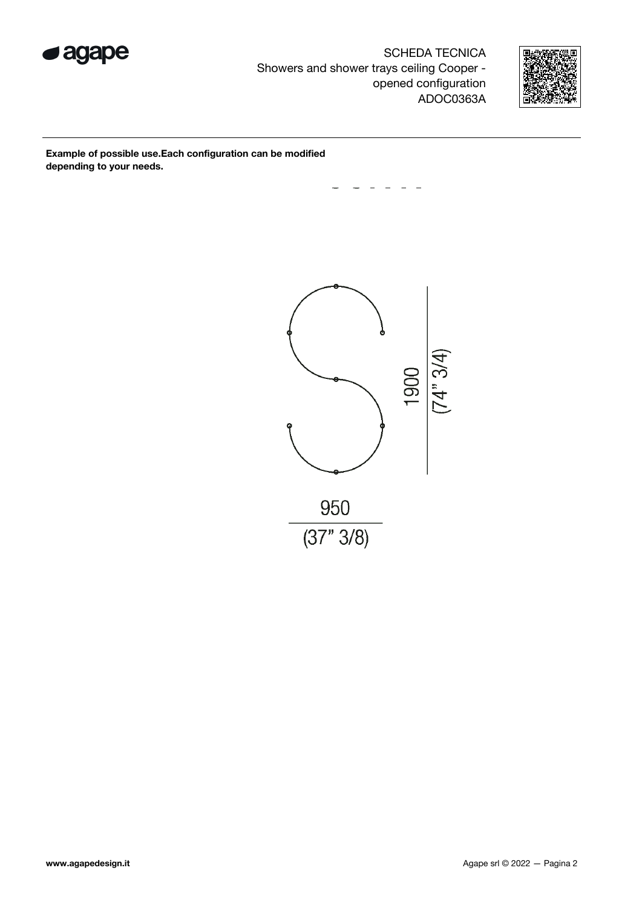**Example of possible use.Each configuration can be modified depending to your needs.**

1900
(74" 3/4)

950
(37" 3/8)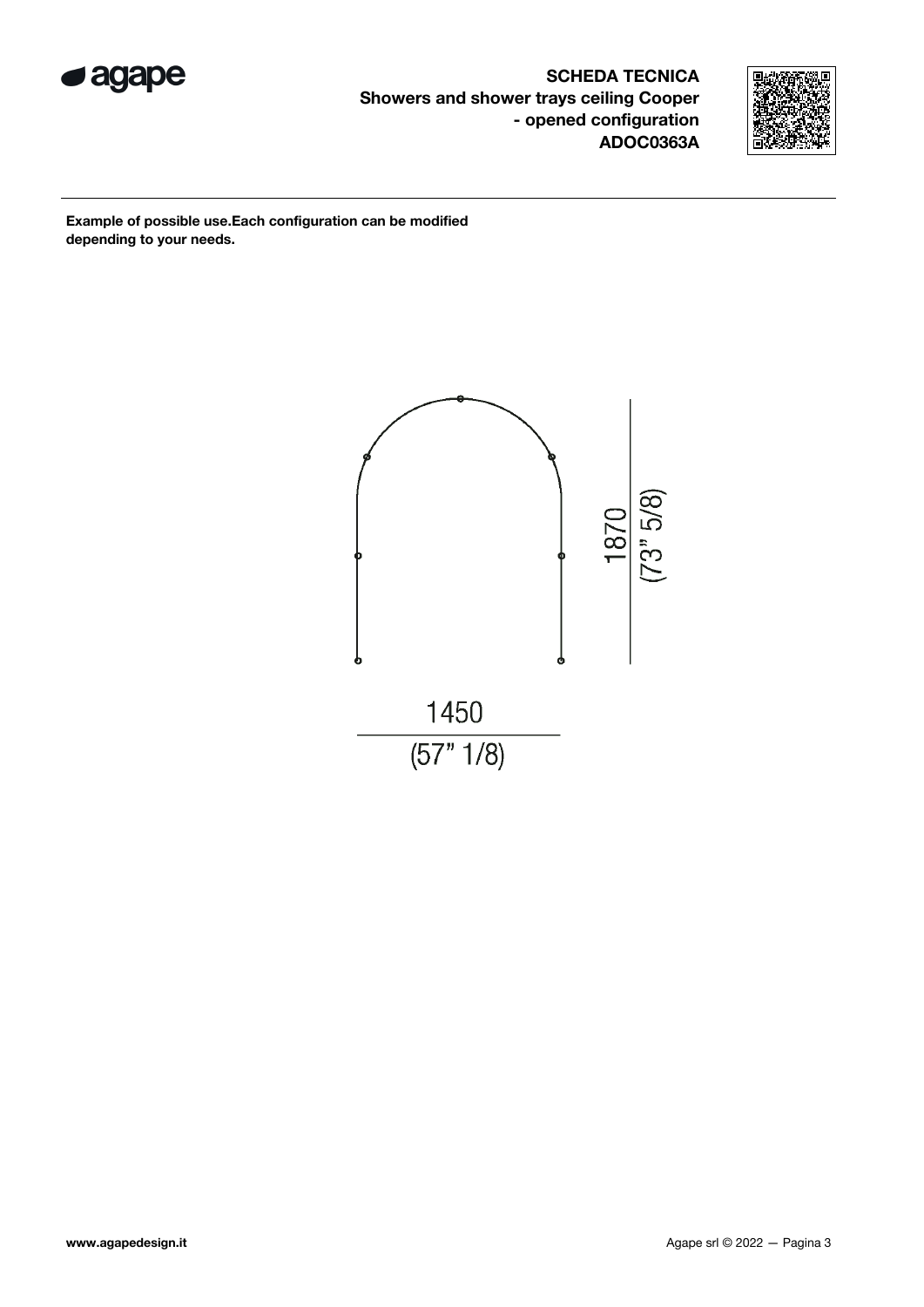**SCHEDA TECNICA**
**Showers and shower trays ceiling Cooper - opened configuration**
**ADOC0363A**

**Example of possible use.Each configuration can be modified depending to your needs.**

1870
(73" 5/8)

1450
(57" 1/8)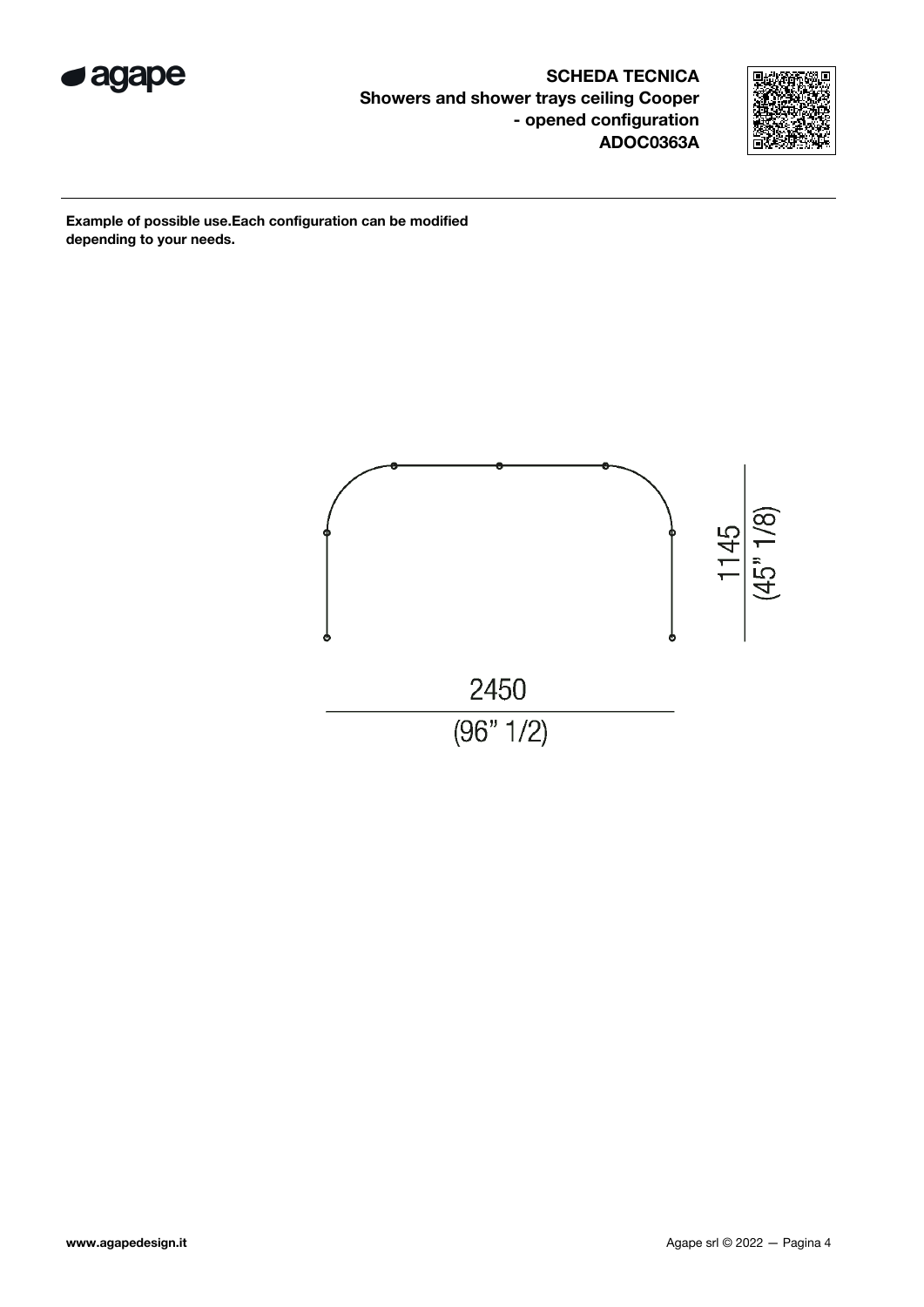**SCHEDA TECNICA**
**Showers and shower trays ceiling Cooper - opened configuration**
**ADOC0363A**

**Example of possible use.Each configuration can be modified depending to your needs.**

1145
(45" 1/8)

2450
(96" 1/2)